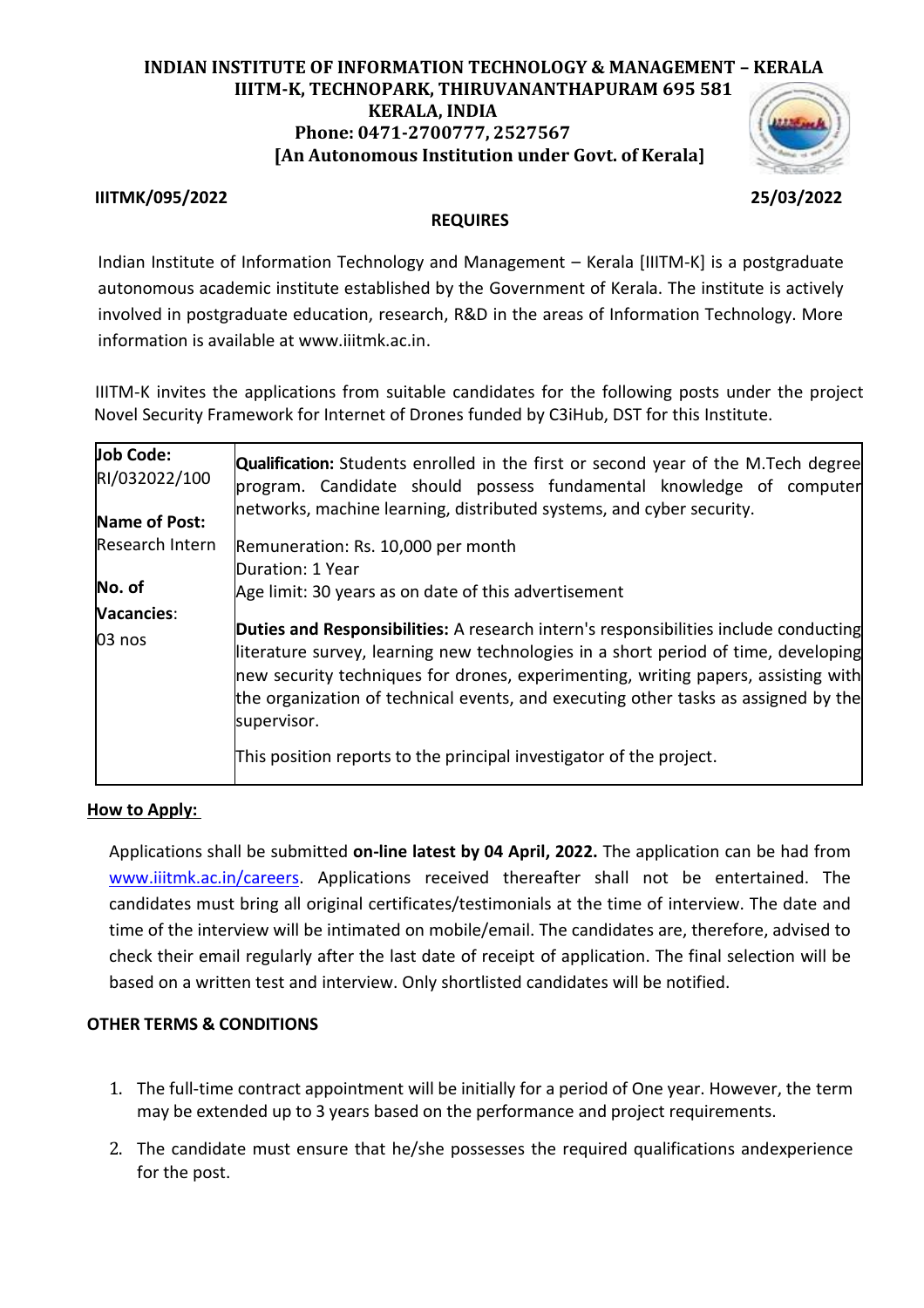# INDIAN INSTITUTE OF INFORMATION TECHNOLOGY & MANAGEMENT – KERALA

**IIITM-K, TECHNOPARK, THIRUVANANTHAPURAM 695 581**
**KERALA, INDIA**
**Phone: 0471-2700777, 2527567**
**[An Autonomous Institution under Govt. of Kerala]**

**IIITMK/095/2022** **25/03/2022**

## REQUIRES

Indian Institute of Information Technology and Management – Kerala [IIITM-K] is a postgraduate autonomous academic institute established by the Government of Kerala. The institute is actively involved in postgraduate education, research, R&D in the areas of Information Technology. More information is available at www.iiitmk.ac.in.

IIITM-K invites the applications from suitable candidates for the following posts under the project Novel Security Framework for Internet of Drones funded by C3iHub, DST for this Institute.

| | |
|---|---|
| **Job Code:** RI/032022/100<br><br>**Name of Post:** Research Intern<br><br>**No. of Vacancies**: 03 nos | **Qualification:** Students enrolled in the first or second year of the M.Tech degree program. Candidate should possess fundamental knowledge of computer networks, machine learning, distributed systems, and cyber security.<br><br>Remuneration: Rs. 10,000 per month<br>Duration: 1 Year<br>Age limit: 30 years as on date of this advertisement<br><br>**Duties and Responsibilities:** A research intern's responsibilities include conducting literature survey, learning new technologies in a short period of time, developing new security techniques for drones, experimenting, writing papers, assisting with the organization of technical events, and executing other tasks as assigned by the supervisor.<br><br>This position reports to the principal investigator of the project. |

**How to Apply:**

Applications shall be submitted **on-line latest by 04 April, 2022.** The application can be had from www.iiitmk.ac.in/careers. Applications received thereafter shall not be entertained. The candidates must bring all original certificates/testimonials at the time of interview. The date and time of the interview will be intimated on mobile/email. The candidates are, therefore, advised to check their email regularly after the last date of receipt of application. The final selection will be based on a written test and interview. Only shortlisted candidates will be notified.

**OTHER TERMS & CONDITIONS**

1. The full-time contract appointment will be initially for a period of One year. However, the term may be extended up to 3 years based on the performance and project requirements.
2. The candidate must ensure that he/she possesses the required qualifications andexperience for the post.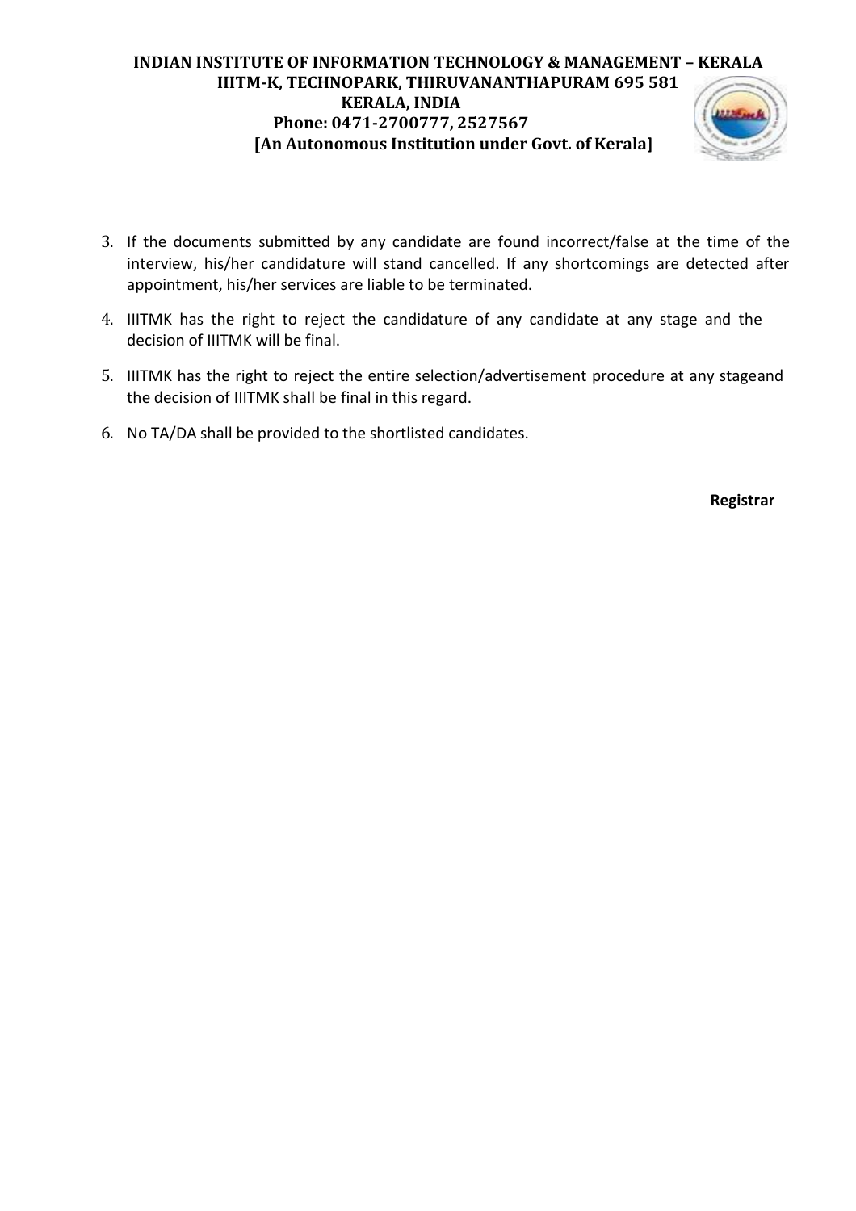**INDIAN INSTITUTE OF INFORMATION TECHNOLOGY & MANAGEMENT – KERALA**
**IIITM-K, TECHNOPARK, THIRUVANANTHAPURAM 695 581**
**KERALA, INDIA**
**Phone: 0471-2700777, 2527567**
**[An Autonomous Institution under Govt. of Kerala]**

3. If the documents submitted by any candidate are found incorrect/false at the time of the interview, his/her candidature will stand cancelled. If any shortcomings are detected after appointment, his/her services are liable to be terminated.
4. IIITMK has the right to reject the candidature of any candidate at any stage and the decision of IIITMK will be final.
5. IIITMK has the right to reject the entire selection/advertisement procedure at any stageand the decision of IIITMK shall be final in this regard.
6. No TA/DA shall be provided to the shortlisted candidates.

**Registrar**